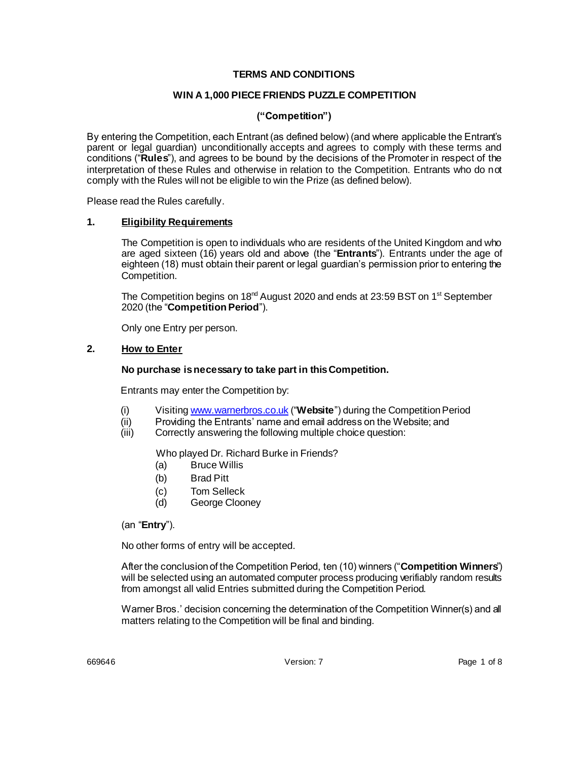**TERMS AND CONDITIONS**

**WIN A 1,000 PIECE FRIENDS PUZZLE COMPETITION**

**("Competition")**

By entering the Competition, each Entrant (as defined below) (and where applicable the Entrant's parent or legal guardian) unconditionally accepts and agrees to comply with these terms and conditions ("**Rules**"), and agrees to be bound by the decisions of the Promoter in respect of the interpretation of these Rules and otherwise in relation to the Competition. Entrants who do not comply with the Rules will not be eligible to win the Prize (as defined below).

Please read the Rules carefully.

## 1. Eligibility Requirements

The Competition is open to individuals who are residents of the United Kingdom and who are aged sixteen (16) years old and above (the "**Entrants**"). Entrants under the age of eighteen (18) must obtain their parent or legal guardian's permission prior to entering the Competition.

The Competition begins on 18th August 2020 and ends at 23:59 BST on 1st September 2020 (the "**Competition Period**").

Only one Entry per person.

## 2. How to Enter

**No purchase is necessary to take part in this Competition.**

Entrants may enter the Competition by:

(i) Visiting www.warnerbros.co.uk ("**Website**") during the Competition Period
(ii) Providing the Entrants' name and email address on the Website; and
(iii) Correctly answering the following multiple choice question:

Who played Dr. Richard Burke in Friends?
(a) Bruce Willis
(b) Brad Pitt
(c) Tom Selleck
(d) George Clooney

(an "**Entry**").

No other forms of entry will be accepted.

After the conclusion of the Competition Period, ten (10) winners ("**Competition Winners**") will be selected using an automated computer process producing verifiably random results from amongst all valid Entries submitted during the Competition Period.

Warner Bros.' decision concerning the determination of the Competition Winner(s) and all matters relating to the Competition will be final and binding.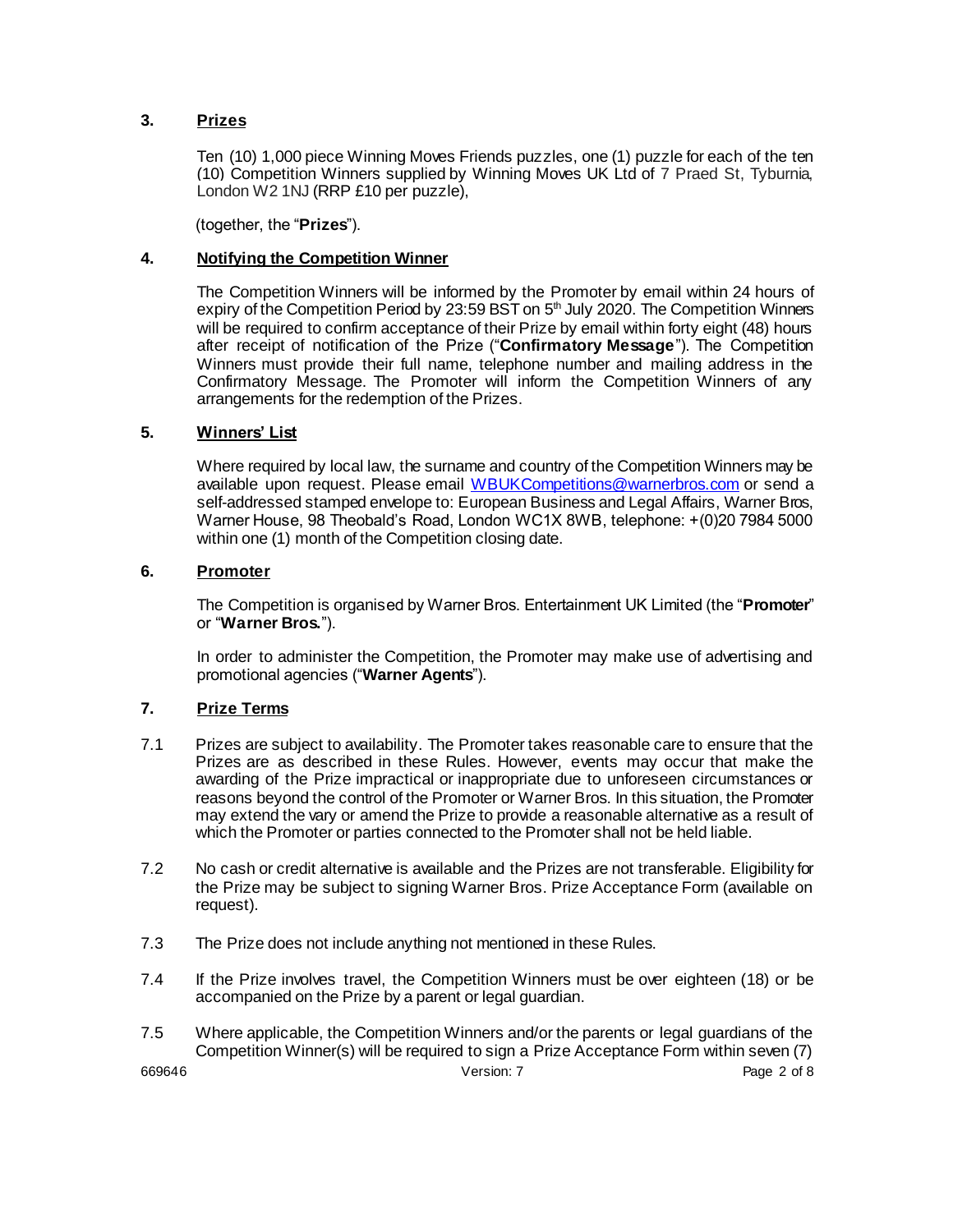## 3. Prizes

Ten (10) 1,000 piece Winning Moves Friends puzzles, one (1) puzzle for each of the ten (10) Competition Winners supplied by Winning Moves UK Ltd of 7 Praed St, Tyburnia, London W2 1NJ (RRP £10 per puzzle),

(together, the "**Prizes**").

## 4. Notifying the Competition Winner

The Competition Winners will be informed by the Promoter by email within 24 hours of expiry of the Competition Period by 23:59 BST on 5th July 2020. The Competition Winners will be required to confirm acceptance of their Prize by email within forty eight (48) hours after receipt of notification of the Prize ("**Confirmatory Message**"). The Competition Winners must provide their full name, telephone number and mailing address in the Confirmatory Message. The Promoter will inform the Competition Winners of any arrangements for the redemption of the Prizes.

## 5. Winners' List

Where required by local law, the surname and country of the Competition Winners may be available upon request. Please email WBUKCompetitions@warnerbros.com or send a self-addressed stamped envelope to: European Business and Legal Affairs, Warner Bros, Warner House, 98 Theobald's Road, London WC1X 8WB, telephone: +(0)20 7984 5000 within one (1) month of the Competition closing date.

## 6. Promoter

The Competition is organised by Warner Bros. Entertainment UK Limited (the "**Promoter**" or "**Warner Bros.**").

In order to administer the Competition, the Promoter may make use of advertising and promotional agencies ("**Warner Agents**").

## 7. Prize Terms

7.1 Prizes are subject to availability. The Promoter takes reasonable care to ensure that the Prizes are as described in these Rules. However, events may occur that make the awarding of the Prize impractical or inappropriate due to unforeseen circumstances or reasons beyond the control of the Promoter or Warner Bros. In this situation, the Promoter may extend the vary or amend the Prize to provide a reasonable alternative as a result of which the Promoter or parties connected to the Promoter shall not be held liable.

7.2 No cash or credit alternative is available and the Prizes are not transferable. Eligibility for the Prize may be subject to signing Warner Bros. Prize Acceptance Form (available on request).

7.3 The Prize does not include anything not mentioned in these Rules.

7.4 If the Prize involves travel, the Competition Winners must be over eighteen (18) or be accompanied on the Prize by a parent or legal guardian.

7.5 Where applicable, the Competition Winners and/or the parents or legal guardians of the Competition Winner(s) will be required to sign a Prize Acceptance Form within seven (7)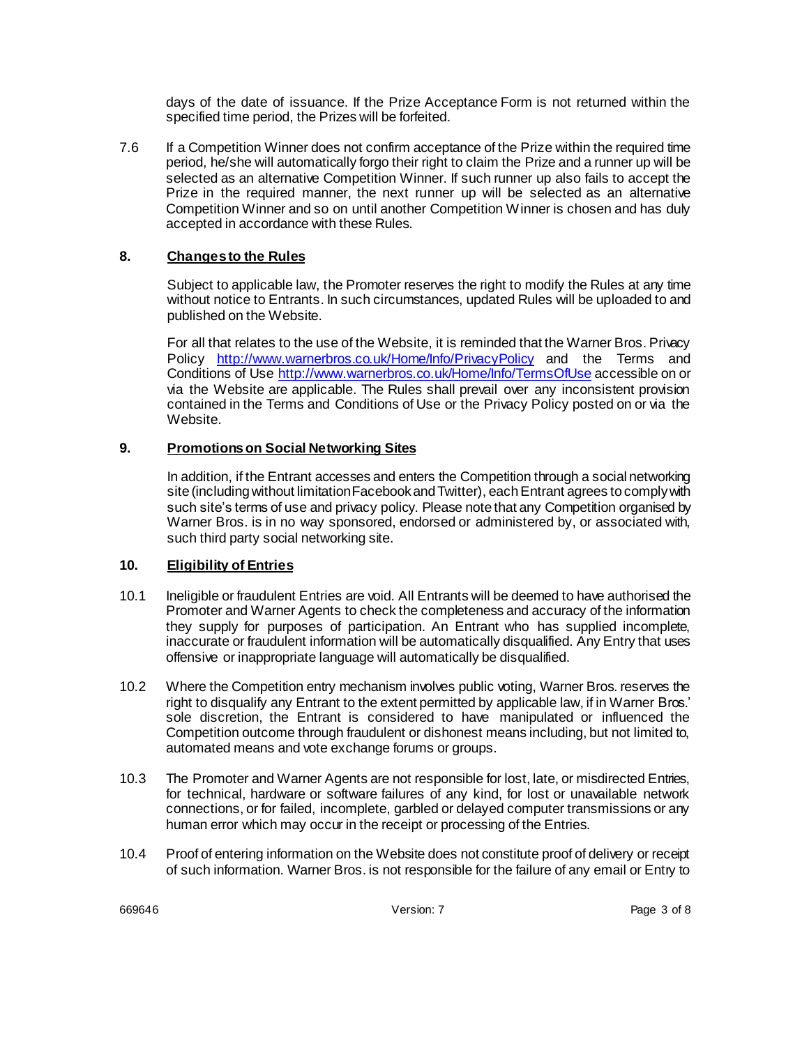days of the date of issuance. If the Prize Acceptance Form is not returned within the specified time period, the Prizes will be forfeited.

7.6 If a Competition Winner does not confirm acceptance of the Prize within the required time period, he/she will automatically forgo their right to claim the Prize and a runner up will be selected as an alternative Competition Winner. If such runner up also fails to accept the Prize in the required manner, the next runner up will be selected as an alternative Competition Winner and so on until another Competition Winner is chosen and has duly accepted in accordance with these Rules.

## 8. Changes to the Rules

Subject to applicable law, the Promoter reserves the right to modify the Rules at any time without notice to Entrants. In such circumstances, updated Rules will be uploaded to and published on the Website.

For all that relates to the use of the Website, it is reminded that the Warner Bros. Privacy Policy http://www.warnerbros.co.uk/Home/Info/PrivacyPolicy and the Terms and Conditions of Use http://www.warnerbros.co.uk/Home/Info/TermsOfUse accessible on or via the Website are applicable. The Rules shall prevail over any inconsistent provision contained in the Terms and Conditions of Use or the Privacy Policy posted on or via the Website.

## 9. Promotions on Social Networking Sites

In addition, if the Entrant accesses and enters the Competition through a social networking site (including without limitation Facebook and Twitter), each Entrant agrees to comply with such site's terms of use and privacy policy. Please note that any Competition organised by Warner Bros. is in no way sponsored, endorsed or administered by, or associated with, such third party social networking site.

## 10. Eligibility of Entries

10.1 Ineligible or fraudulent Entries are void. All Entrants will be deemed to have authorised the Promoter and Warner Agents to check the completeness and accuracy of the information they supply for purposes of participation. An Entrant who has supplied incomplete, inaccurate or fraudulent information will be automatically disqualified. Any Entry that uses offensive or inappropriate language will automatically be disqualified.

10.2 Where the Competition entry mechanism involves public voting, Warner Bros. reserves the right to disqualify any Entrant to the extent permitted by applicable law, if in Warner Bros.' sole discretion, the Entrant is considered to have manipulated or influenced the Competition outcome through fraudulent or dishonest means including, but not limited to, automated means and vote exchange forums or groups.

10.3 The Promoter and Warner Agents are not responsible for lost, late, or misdirected Entries, for technical, hardware or software failures of any kind, for lost or unavailable network connections, or for failed, incomplete, garbled or delayed computer transmissions or any human error which may occur in the receipt or processing of the Entries.

10.4 Proof of entering information on the Website does not constitute proof of delivery or receipt of such information. Warner Bros. is not responsible for the failure of any email or Entry to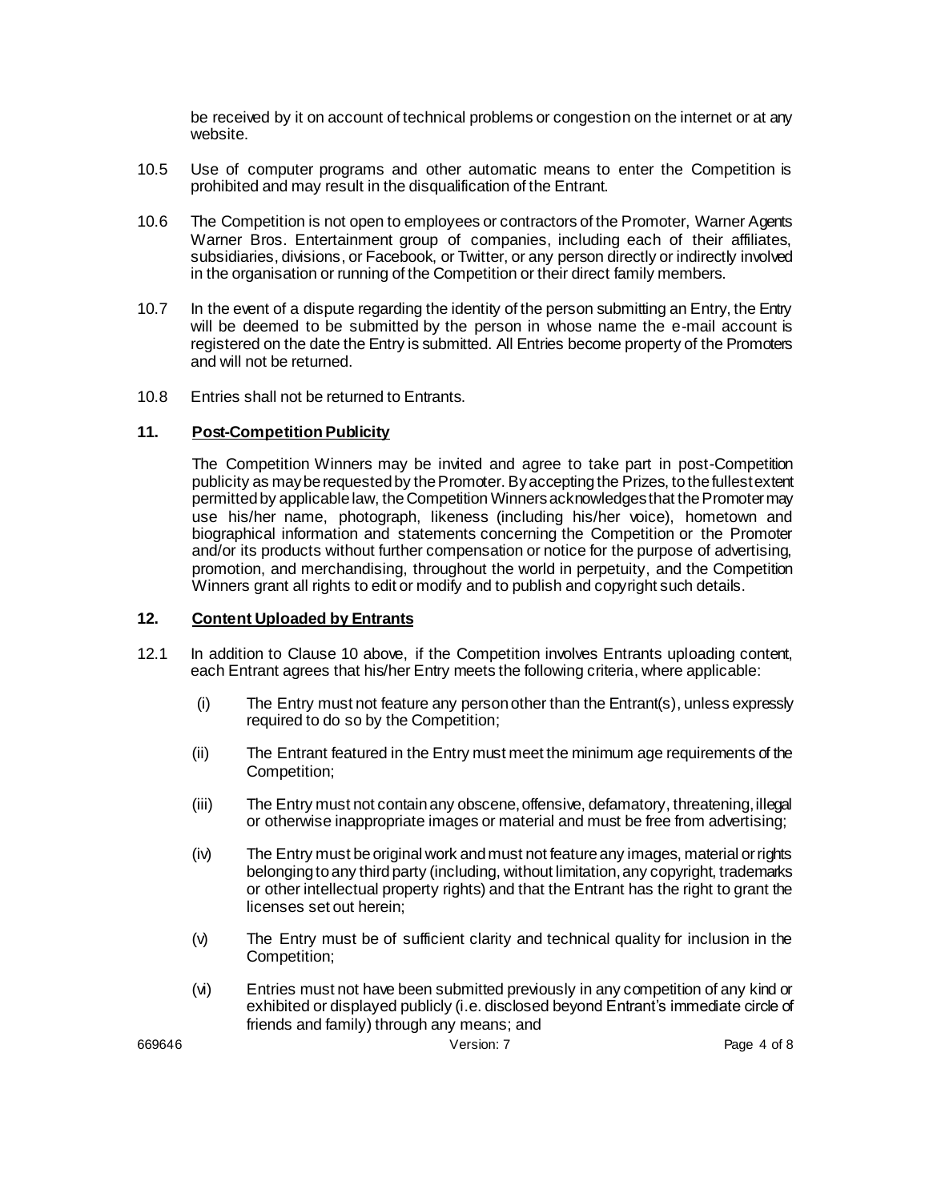be received by it on account of technical problems or congestion on the internet or at any website.

10.5 Use of computer programs and other automatic means to enter the Competition is prohibited and may result in the disqualification of the Entrant.

10.6 The Competition is not open to employees or contractors of the Promoter, Warner Agents Warner Bros. Entertainment group of companies, including each of their affiliates, subsidiaries, divisions, or Facebook, or Twitter, or any person directly or indirectly involved in the organisation or running of the Competition or their direct family members.

10.7 In the event of a dispute regarding the identity of the person submitting an Entry, the Entry will be deemed to be submitted by the person in whose name the e-mail account is registered on the date the Entry is submitted. All Entries become property of the Promoters and will not be returned.

10.8 Entries shall not be returned to Entrants.

## 11. Post-Competition Publicity

The Competition Winners may be invited and agree to take part in post-Competition publicity as may be requested by the Promoter. By accepting the Prizes, to the fullest extent permitted by applicable law, the Competition Winners acknowledges that the Promoter may use his/her name, photograph, likeness (including his/her voice), hometown and biographical information and statements concerning the Competition or the Promoter and/or its products without further compensation or notice for the purpose of advertising, promotion, and merchandising, throughout the world in perpetuity, and the Competition Winners grant all rights to edit or modify and to publish and copyright such details.

## 12. Content Uploaded by Entrants

12.1 In addition to Clause 10 above, if the Competition involves Entrants uploading content, each Entrant agrees that his/her Entry meets the following criteria, where applicable:

(i) The Entry must not feature any person other than the Entrant(s), unless expressly required to do so by the Competition;

(ii) The Entrant featured in the Entry must meet the minimum age requirements of the Competition;

(iii) The Entry must not contain any obscene, offensive, defamatory, threatening, illegal or otherwise inappropriate images or material and must be free from advertising;

(iv) The Entry must be original work and must not feature any images, material or rights belonging to any third party (including, without limitation, any copyright, trademarks or other intellectual property rights) and that the Entrant has the right to grant the licenses set out herein;

(v) The Entry must be of sufficient clarity and technical quality for inclusion in the Competition;

(vi) Entries must not have been submitted previously in any competition of any kind or exhibited or displayed publicly (i.e. disclosed beyond Entrant's immediate circle of friends and family) through any means; and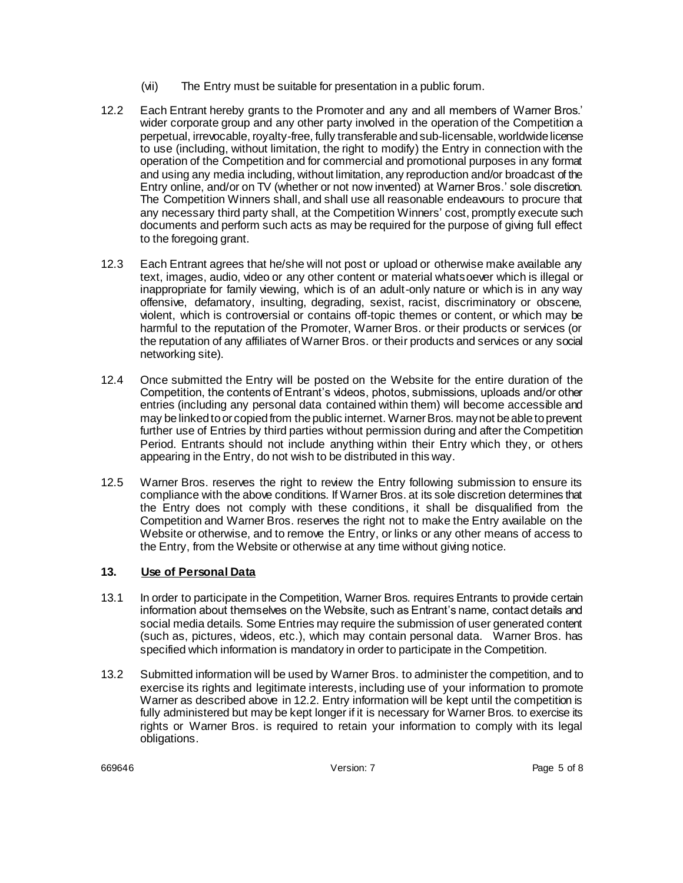(vii) The Entry must be suitable for presentation in a public forum.

12.2 Each Entrant hereby grants to the Promoter and any and all members of Warner Bros.' wider corporate group and any other party involved in the operation of the Competition a perpetual, irrevocable, royalty-free, fully transferable and sub-licensable, worldwide license to use (including, without limitation, the right to modify) the Entry in connection with the operation of the Competition and for commercial and promotional purposes in any format and using any media including, without limitation, any reproduction and/or broadcast of the Entry online, and/or on TV (whether or not now invented) at Warner Bros.' sole discretion. The Competition Winners shall, and shall use all reasonable endeavours to procure that any necessary third party shall, at the Competition Winners' cost, promptly execute such documents and perform such acts as may be required for the purpose of giving full effect to the foregoing grant.

12.3 Each Entrant agrees that he/she will not post or upload or otherwise make available any text, images, audio, video or any other content or material whatsoever which is illegal or inappropriate for family viewing, which is of an adult-only nature or which is in any way offensive, defamatory, insulting, degrading, sexist, racist, discriminatory or obscene, violent, which is controversial or contains off-topic themes or content, or which may be harmful to the reputation of the Promoter, Warner Bros. or their products or services (or the reputation of any affiliates of Warner Bros. or their products and services or any social networking site).

12.4 Once submitted the Entry will be posted on the Website for the entire duration of the Competition, the contents of Entrant's videos, photos, submissions, uploads and/or other entries (including any personal data contained within them) will become accessible and may be linked to or copied from the public internet. Warner Bros. may not be able to prevent further use of Entries by third parties without permission during and after the Competition Period. Entrants should not include anything within their Entry which they, or others appearing in the Entry, do not wish to be distributed in this way.

12.5 Warner Bros. reserves the right to review the Entry following submission to ensure its compliance with the above conditions. If Warner Bros. at its sole discretion determines that the Entry does not comply with these conditions, it shall be disqualified from the Competition and Warner Bros. reserves the right not to make the Entry available on the Website or otherwise, and to remove the Entry, or links or any other means of access to the Entry, from the Website or otherwise at any time without giving notice.

## 13. Use of Personal Data

13.1 In order to participate in the Competition, Warner Bros. requires Entrants to provide certain information about themselves on the Website, such as Entrant's name, contact details and social media details. Some Entries may require the submission of user generated content (such as, pictures, videos, etc.), which may contain personal data. Warner Bros. has specified which information is mandatory in order to participate in the Competition.

13.2 Submitted information will be used by Warner Bros. to administer the competition, and to exercise its rights and legitimate interests, including use of your information to promote Warner as described above in 12.2. Entry information will be kept until the competition is fully administered but may be kept longer if it is necessary for Warner Bros. to exercise its rights or Warner Bros. is required to retain your information to comply with its legal obligations.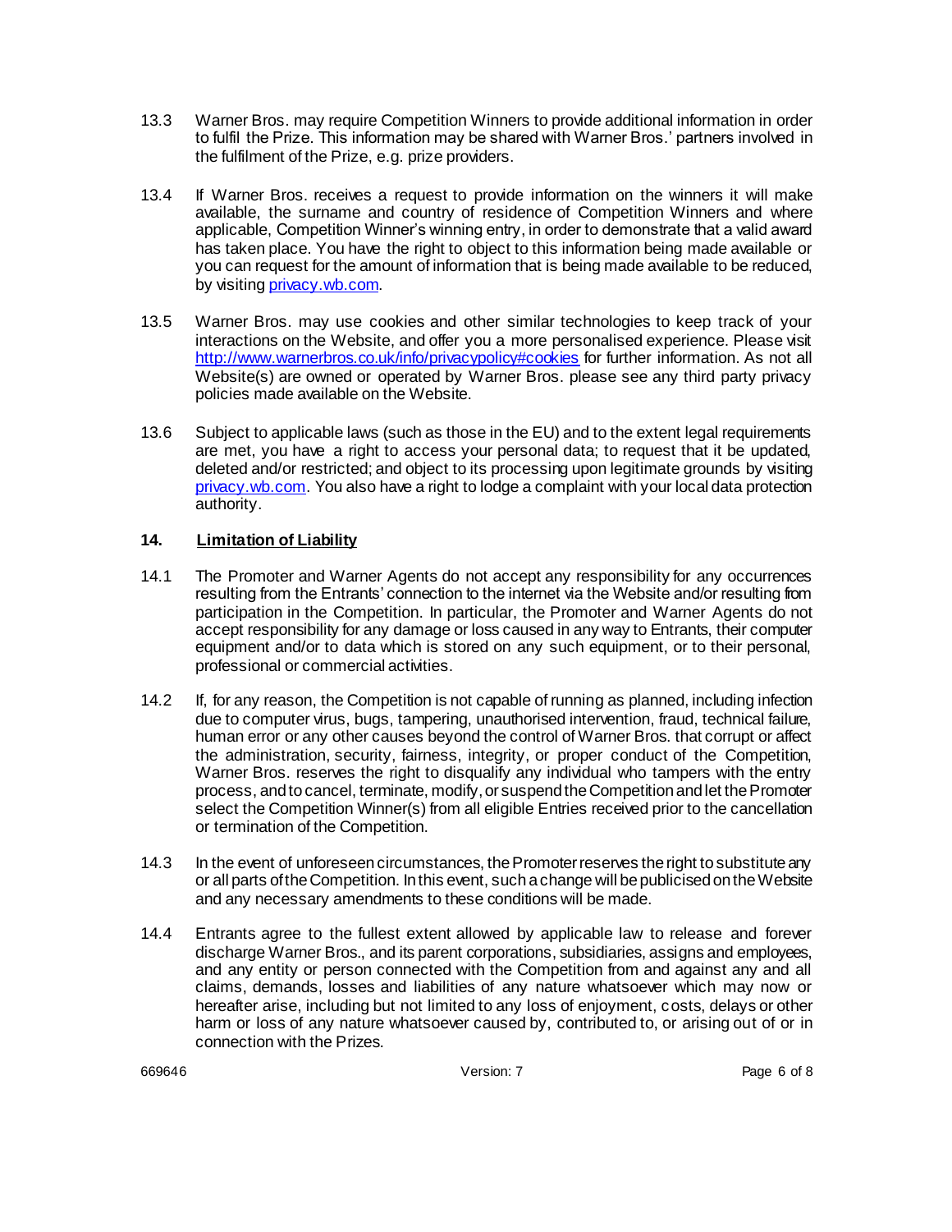13.3 Warner Bros. may require Competition Winners to provide additional information in order to fulfil the Prize. This information may be shared with Warner Bros.' partners involved in the fulfilment of the Prize, e.g. prize providers.

13.4 If Warner Bros. receives a request to provide information on the winners it will make available, the surname and country of residence of Competition Winners and where applicable, Competition Winner's winning entry, in order to demonstrate that a valid award has taken place. You have the right to object to this information being made available or you can request for the amount of information that is being made available to be reduced, by visiting [privacy.wb.com](privacy.wb.com).

13.5 Warner Bros. may use cookies and other similar technologies to keep track of your interactions on the Website, and offer you a more personalised experience. Please visit [http://www.warnerbros.co.uk/info/privacypolicy#cookies](http://www.warnerbros.co.uk/info/privacypolicy#cookies) for further information. As not all Website(s) are owned or operated by Warner Bros. please see any third party privacy policies made available on the Website.

13.6 Subject to applicable laws (such as those in the EU) and to the extent legal requirements are met, you have a right to access your personal data; to request that it be updated, deleted and/or restricted; and object to its processing upon legitimate grounds by visiting [privacy.wb.com](privacy.wb.com). You also have a right to lodge a complaint with your local data protection authority.

## 14. Limitation of Liability

14.1 The Promoter and Warner Agents do not accept any responsibility for any occurrences resulting from the Entrants' connection to the internet via the Website and/or resulting from participation in the Competition. In particular, the Promoter and Warner Agents do not accept responsibility for any damage or loss caused in any way to Entrants, their computer equipment and/or to data which is stored on any such equipment, or to their personal, professional or commercial activities.

14.2 If, for any reason, the Competition is not capable of running as planned, including infection due to computer virus, bugs, tampering, unauthorised intervention, fraud, technical failure, human error or any other causes beyond the control of Warner Bros. that corrupt or affect the administration, security, fairness, integrity, or proper conduct of the Competition, Warner Bros. reserves the right to disqualify any individual who tampers with the entry process, and to cancel, terminate, modify, or suspend the Competition and let the Promoter select the Competition Winner(s) from all eligible Entries received prior to the cancellation or termination of the Competition.

14.3 In the event of unforeseen circumstances, the Promoter reserves the right to substitute any or all parts of the Competition. In this event, such a change will be publicised on the Website and any necessary amendments to these conditions will be made.

14.4 Entrants agree to the fullest extent allowed by applicable law to release and forever discharge Warner Bros., and its parent corporations, subsidiaries, assigns and employees, and any entity or person connected with the Competition from and against any and all claims, demands, losses and liabilities of any nature whatsoever which may now or hereafter arise, including but not limited to any loss of enjoyment, costs, delays or other harm or loss of any nature whatsoever caused by, contributed to, or arising out of or in connection with the Prizes.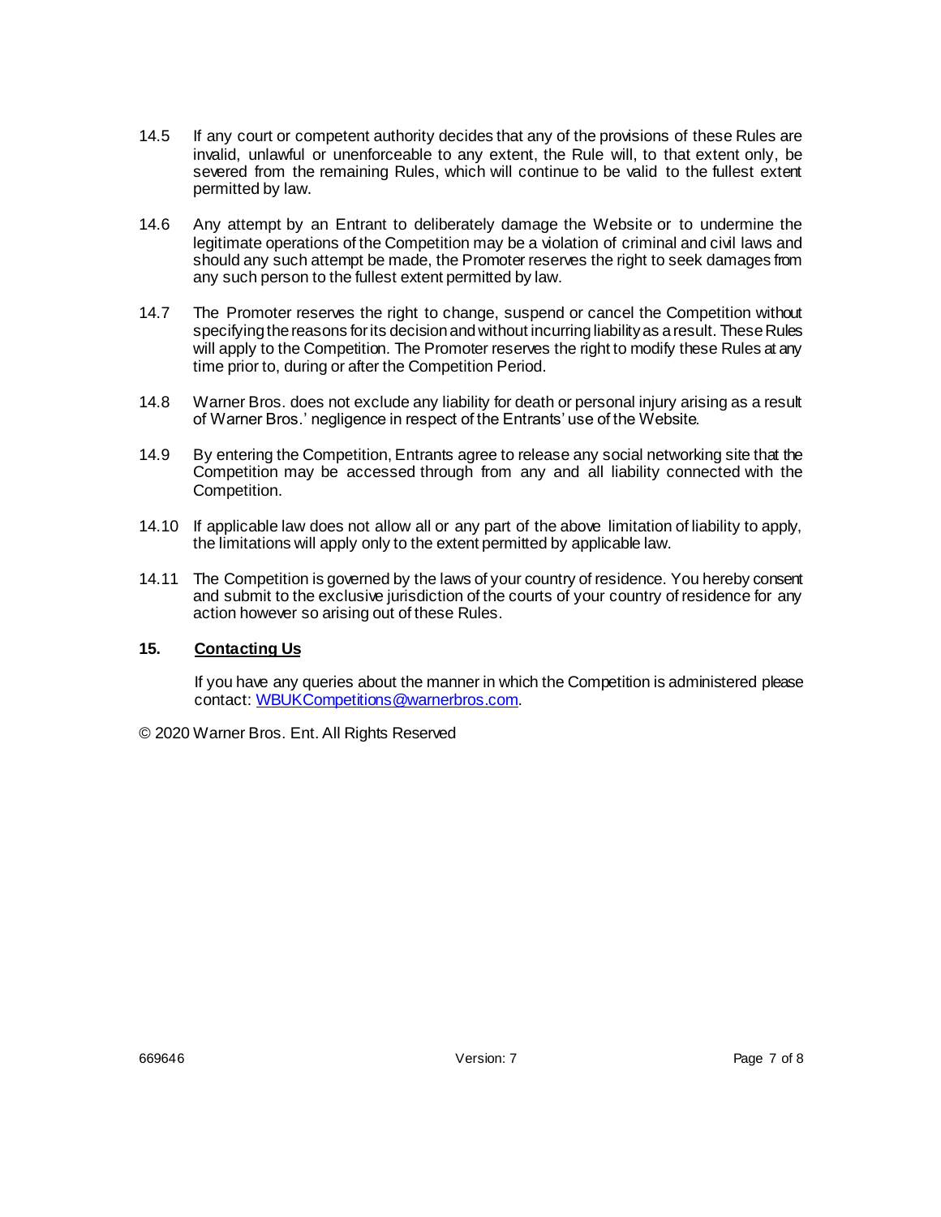14.5 If any court or competent authority decides that any of the provisions of these Rules are invalid, unlawful or unenforceable to any extent, the Rule will, to that extent only, be severed from the remaining Rules, which will continue to be valid to the fullest extent permitted by law.

14.6 Any attempt by an Entrant to deliberately damage the Website or to undermine the legitimate operations of the Competition may be a violation of criminal and civil laws and should any such attempt be made, the Promoter reserves the right to seek damages from any such person to the fullest extent permitted by law.

14.7 The Promoter reserves the right to change, suspend or cancel the Competition without specifying the reasons for its decision and without incurring liability as a result. These Rules will apply to the Competition. The Promoter reserves the right to modify these Rules at any time prior to, during or after the Competition Period.

14.8 Warner Bros. does not exclude any liability for death or personal injury arising as a result of Warner Bros.' negligence in respect of the Entrants' use of the Website.

14.9 By entering the Competition, Entrants agree to release any social networking site that the Competition may be accessed through from any and all liability connected with the Competition.

14.10 If applicable law does not allow all or any part of the above limitation of liability to apply, the limitations will apply only to the extent permitted by applicable law.

14.11 The Competition is governed by the laws of your country of residence. You hereby consent and submit to the exclusive jurisdiction of the courts of your country of residence for any action however so arising out of these Rules.

## 15. Contacting Us

If you have any queries about the manner in which the Competition is administered please contact: WBUKCompetitions@warnerbros.com.

© 2020 Warner Bros. Ent. All Rights Reserved